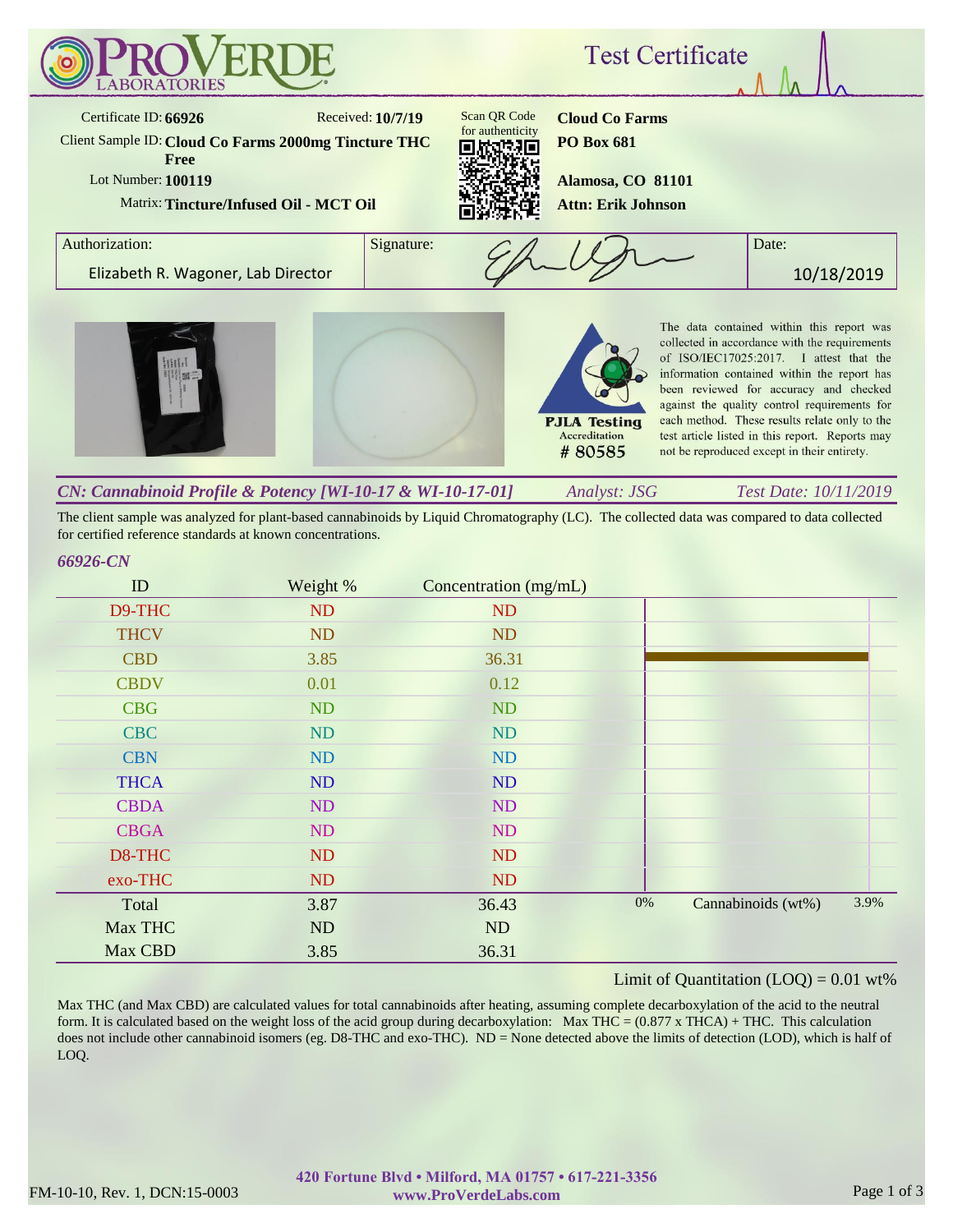# ProVerde Laboratories

## Test Certificate

Certificate ID: **66926**

Received: **10/7/19**

Client Sample ID: **Cloud Co Farms 2000mg Tincture THC Free**

Lot Number: **100119**

Matrix: **Tincture/Infused Oil - MCT Oil**

Scan QR Code for authenticity

**Cloud Co Farms**
**PO Box 681**

**Alamosa, CO 81101**
**Attn: Erik Johnson**

| Authorization: | Signature: | Date: |
|---|---|---|
| Elizabeth R. Wagoner, Lab Director | | 10/18/2019 |

PJLA Testing Accreditation # 80585

The data contained within this report was collected in accordance with the requirements of ISO/IEC17025:2017. I attest that the information contained within the report has been reviewed for accuracy and checked against the quality control requirements for each method. These results relate only to the test article listed in this report. Reports may not be reproduced except in their entirety.

### *CN: Cannabinoid Profile & Potency [WI-10-17 & WI-10-17-01]*

*Analyst: JSG* *Test Date: 10/11/2019*

The client sample was analyzed for plant-based cannabinoids by Liquid Chromatography (LC). The collected data was compared to data collected for certified reference standards at known concentrations.

*66926-CN*

| ID | Weight % | Concentration (mg/mL) |
|---|---|---|
| D9-THC | ND | ND |
| THCV | ND | ND |
| CBD | 3.85 | 36.31 |
| CBDV | 0.01 | 0.12 |
| CBG | ND | ND |
| CBC | ND | ND |
| CBN | ND | ND |
| THCA | ND | ND |
| CBDA | ND | ND |
| CBGA | ND | ND |
| D8-THC | ND | ND |
| exo-THC | ND | ND |
| Total | 3.87 | 36.43 |
| Max THC | ND | ND |
| Max CBD | 3.85 | 36.31 |

Cannabinoids (wt%): 0% – 3.9%

Limit of Quantitation (LOQ) = 0.01 wt%

Max THC (and Max CBD) are calculated values for total cannabinoids after heating, assuming complete decarboxylation of the acid to the neutral form. It is calculated based on the weight loss of the acid group during decarboxylation: Max THC = (0.877 x THCA) + THC. This calculation does not include other cannabinoid isomers (eg. D8-THC and exo-THC). ND = None detected above the limits of detection (LOD), which is half of LOQ.

FM-10-10, Rev. 1, DCN:15-0003

**420 Fortune Blvd • Milford, MA 01757 • 617-221-3356**
**www.ProVerdeLabs.com**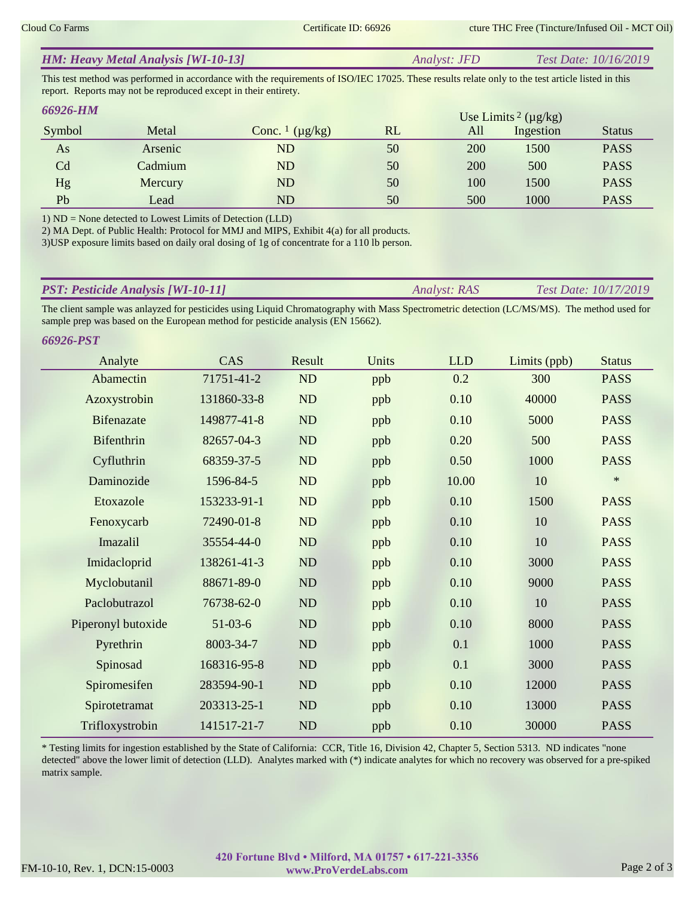## *HM: Heavy Metal Analysis [WI-10-13]* *Analyst: JFD* *Test Date: 10/16/2019*

This test method was performed in accordance with the requirements of ISO/IEC 17025. These results relate only to the test article listed in this report. Reports may not be reproduced except in their entirety.

### *66926-HM*

| Symbol | Metal | Conc. [1] (µg/kg) | RL | Use Limits [2] (µg/kg) | | Status |
|---|---|---|---|---|---|---|
| | | | | All | Ingestion | |
| As | Arsenic | ND | 50 | 200 | 1500 | PASS |
| Cd | Cadmium | ND | 50 | 200 | 500 | PASS |
| Hg | Mercury | ND | 50 | 100 | 1500 | PASS |
| Pb | Lead | ND | 50 | 500 | 1000 | PASS |

1) ND = None detected to Lowest Limits of Detection (LLD)
2) MA Dept. of Public Health: Protocol for MMJ and MIPS, Exhibit 4(a) for all products.
3)USP exposure limits based on daily oral dosing of 1g of concentrate for a 110 lb person.

## *PST: Pesticide Analysis [WI-10-11]* *Analyst: RAS* *Test Date: 10/17/2019*

The client sample was anlayzed for pesticides using Liquid Chromatography with Mass Spectrometric detection (LC/MS/MS). The method used for sample prep was based on the European method for pesticide analysis (EN 15662).

### *66926-PST*

| Analyte | CAS | Result | Units | LLD | Limits (ppb) | Status |
|---|---|---|---|---|---|---|
| Abamectin | 71751-41-2 | ND | ppb | 0.2 | 300 | PASS |
| Azoxystrobin | 131860-33-8 | ND | ppb | 0.10 | 40000 | PASS |
| Bifenazate | 149877-41-8 | ND | ppb | 0.10 | 5000 | PASS |
| Bifenthrin | 82657-04-3 | ND | ppb | 0.20 | 500 | PASS |
| Cyfluthrin | 68359-37-5 | ND | ppb | 0.50 | 1000 | PASS |
| Daminozide | 1596-84-5 | ND | ppb | 10.00 | 10 | * |
| Etoxazole | 153233-91-1 | ND | ppb | 0.10 | 1500 | PASS |
| Fenoxycarb | 72490-01-8 | ND | ppb | 0.10 | 10 | PASS |
| Imazalil | 35554-44-0 | ND | ppb | 0.10 | 10 | PASS |
| Imidacloprid | 138261-41-3 | ND | ppb | 0.10 | 3000 | PASS |
| Myclobutanil | 88671-89-0 | ND | ppb | 0.10 | 9000 | PASS |
| Paclobutrazol | 76738-62-0 | ND | ppb | 0.10 | 10 | PASS |
| Piperonyl butoxide | 51-03-6 | ND | ppb | 0.10 | 8000 | PASS |
| Pyrethrin | 8003-34-7 | ND | ppb | 0.1 | 1000 | PASS |
| Spinosad | 168316-95-8 | ND | ppb | 0.1 | 3000 | PASS |
| Spiromesifen | 283594-90-1 | ND | ppb | 0.10 | 12000 | PASS |
| Spirotetramat | 203313-25-1 | ND | ppb | 0.10 | 13000 | PASS |
| Trifloxystrobin | 141517-21-7 | ND | ppb | 0.10 | 30000 | PASS |

* Testing limits for ingestion established by the State of California: CCR, Title 16, Division 42, Chapter 5, Section 5313. ND indicates "none detected" above the lower limit of detection (LLD). Analytes marked with (*) indicate analytes for which no recovery was observed for a pre-spiked matrix sample.

**420 Fortune Blvd • Milford, MA 01757 • 617-221-3356**
**www.ProVerdeLabs.com**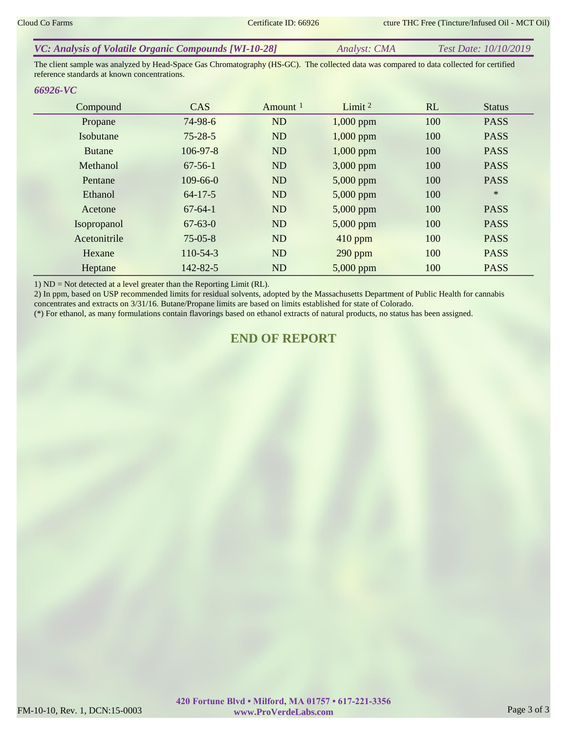## *VC: Analysis of Volatile Organic Compounds [WI-10-28]* *Analyst: CMA* *Test Date: 10/10/2019*

The client sample was analyzed by Head-Space Gas Chromatography (HS-GC). The collected data was compared to data collected for certified reference standards at known concentrations.

### *66926-VC*

| Compound | CAS | Amount [1] | Limit [2] | RL | Status |
|---|---|---|---|---|---|
| Propane | 74-98-6 | ND | 1,000 ppm | 100 | PASS |
| Isobutane | 75-28-5 | ND | 1,000 ppm | 100 | PASS |
| Butane | 106-97-8 | ND | 1,000 ppm | 100 | PASS |
| Methanol | 67-56-1 | ND | 3,000 ppm | 100 | PASS |
| Pentane | 109-66-0 | ND | 5,000 ppm | 100 | PASS |
| Ethanol | 64-17-5 | ND | 5,000 ppm | 100 | * |
| Acetone | 67-64-1 | ND | 5,000 ppm | 100 | PASS |
| Isopropanol | 67-63-0 | ND | 5,000 ppm | 100 | PASS |
| Acetonitrile | 75-05-8 | ND | 410 ppm | 100 | PASS |
| Hexane | 110-54-3 | ND | 290 ppm | 100 | PASS |
| Heptane | 142-82-5 | ND | 5,000 ppm | 100 | PASS |

1) ND = Not detected at a level greater than the Reporting Limit (RL).
2) In ppm, based on USP recommended limits for residual solvents, adopted by the Massachusetts Department of Public Health for cannabis concentrates and extracts on 3/31/16. Butane/Propane limits are based on limits established for state of Colorado.
(*) For ethanol, as many formulations contain flavorings based on ethanol extracts of natural products, no status has been assigned.

## END OF REPORT

**420 Fortune Blvd • Milford, MA 01757 • 617-221-3356**
**www.ProVerdeLabs.com**

FM-10-10, Rev. 1, DCN:15-0003